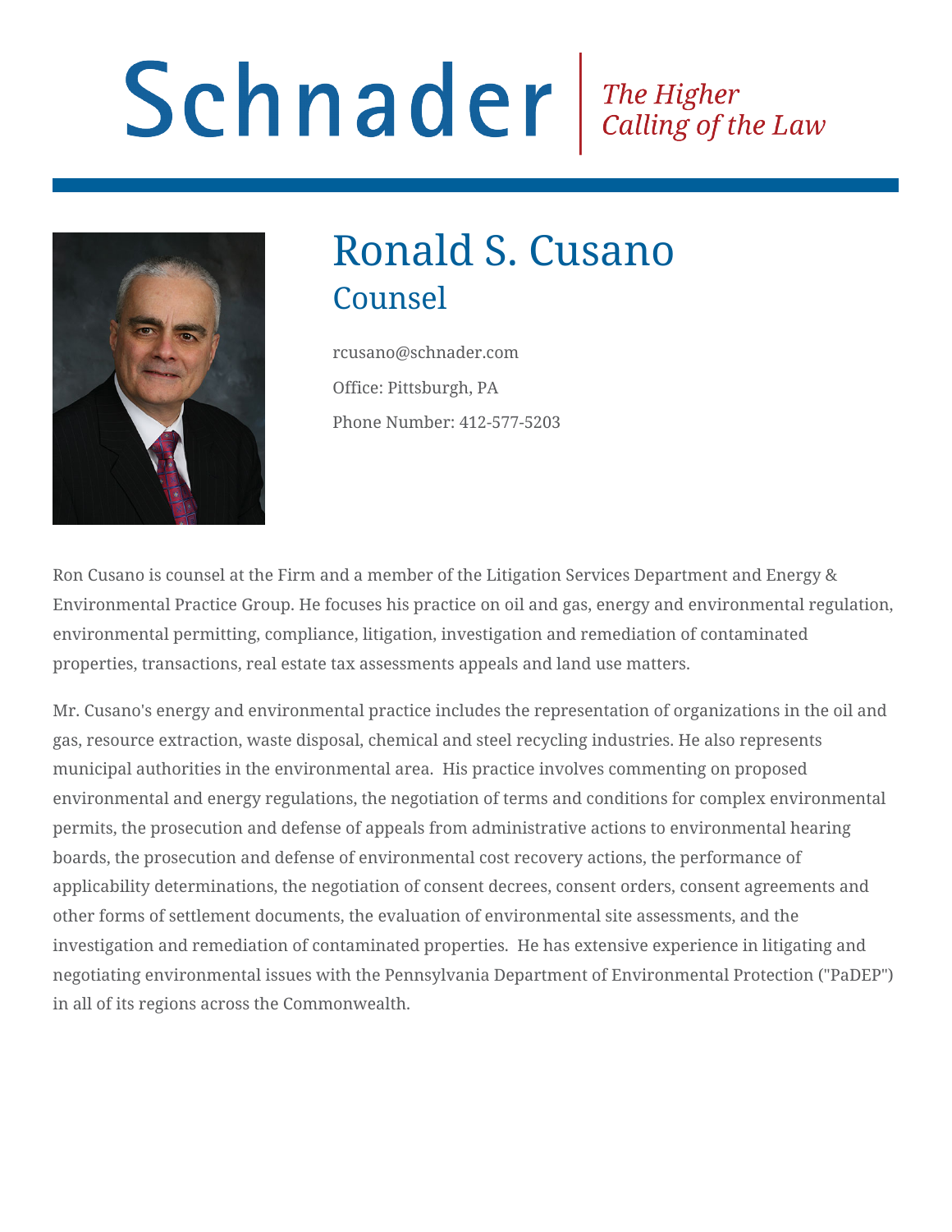# Schnader | *The Higher Calling of the Law*

# Ronald S. Cusano

## Counsel

rcusano@schnader.com

Office: Pittsburgh, PA

Phone Number: 412-577-5203

Ron Cusano is counsel at the Firm and a member of the Litigation Services Department and Energy & Environmental Practice Group. He focuses his practice on oil and gas, energy and environmental regulation, environmental permitting, compliance, litigation, investigation and remediation of contaminated properties, transactions, real estate tax assessments appeals and land use matters.

Mr. Cusano's energy and environmental practice includes the representation of organizations in the oil and gas, resource extraction, waste disposal, chemical and steel recycling industries. He also represents municipal authorities in the environmental area. His practice involves commenting on proposed environmental and energy regulations, the negotiation of terms and conditions for complex environmental permits, the prosecution and defense of appeals from administrative actions to environmental hearing boards, the prosecution and defense of environmental cost recovery actions, the performance of applicability determinations, the negotiation of consent decrees, consent orders, consent agreements and other forms of settlement documents, the evaluation of environmental site assessments, and the investigation and remediation of contaminated properties. He has extensive experience in litigating and negotiating environmental issues with the Pennsylvania Department of Environmental Protection ("PaDEP") in all of its regions across the Commonwealth.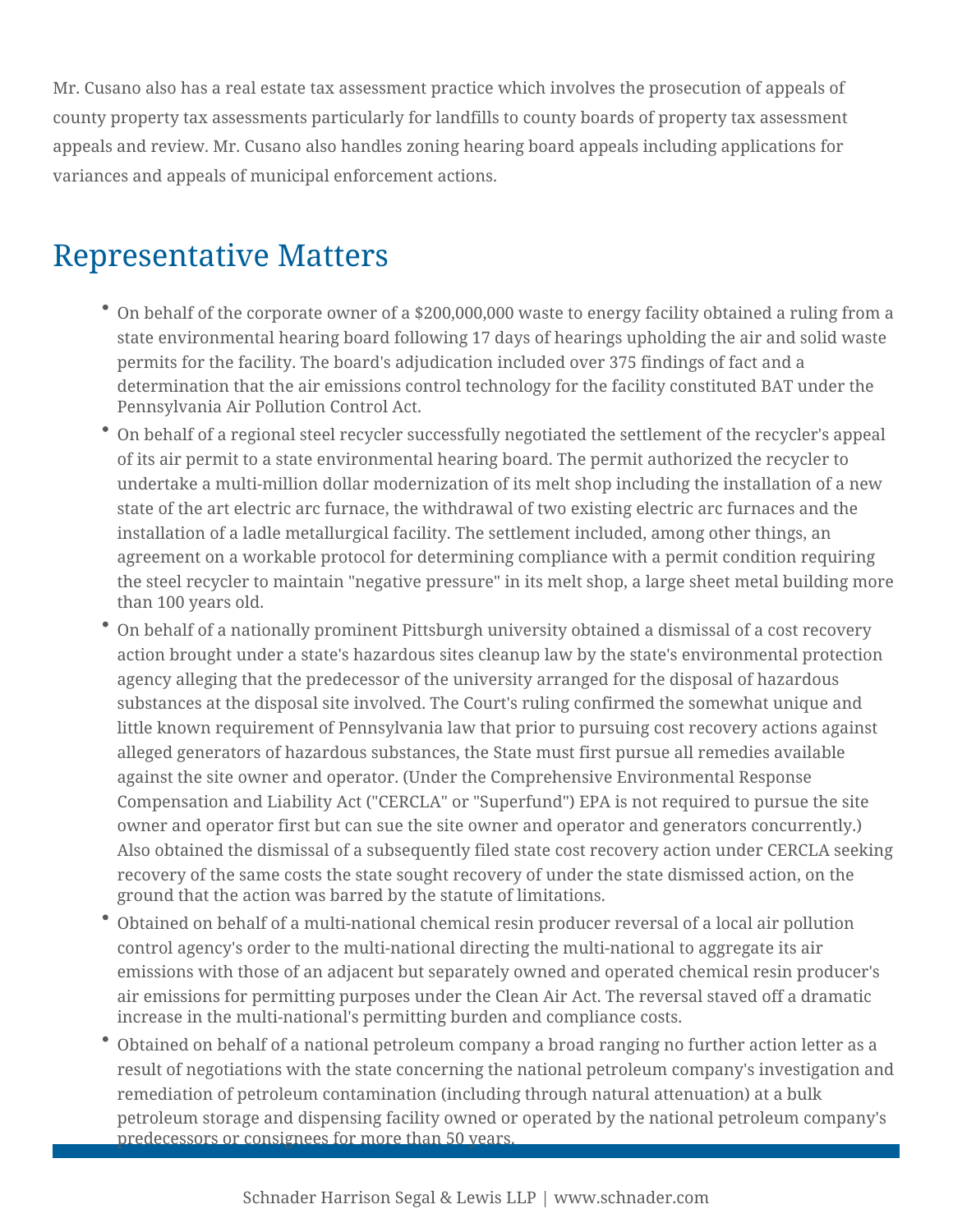Mr. Cusano also has a real estate tax assessment practice which involves the prosecution of appeals of county property tax assessments particularly for landfills to county boards of property tax assessment appeals and review. Mr. Cusano also handles zoning hearing board appeals including applications for variances and appeals of municipal enforcement actions.

## Representative Matters

- On behalf of the corporate owner of a $200,000,000 waste to energy facility obtained a ruling from a state environmental hearing board following 17 days of hearings upholding the air and solid waste permits for the facility. The board's adjudication included over 375 findings of fact and a determination that the air emissions control technology for the facility constituted BAT under the Pennsylvania Air Pollution Control Act.
- On behalf of a regional steel recycler successfully negotiated the settlement of the recycler's appeal of its air permit to a state environmental hearing board. The permit authorized the recycler to undertake a multi-million dollar modernization of its melt shop including the installation of a new state of the art electric arc furnace, the withdrawal of two existing electric arc furnaces and the installation of a ladle metallurgical facility. The settlement included, among other things, an agreement on a workable protocol for determining compliance with a permit condition requiring the steel recycler to maintain "negative pressure" in its melt shop, a large sheet metal building more than 100 years old.
- On behalf of a nationally prominent Pittsburgh university obtained a dismissal of a cost recovery action brought under a state's hazardous sites cleanup law by the state's environmental protection agency alleging that the predecessor of the university arranged for the disposal of hazardous substances at the disposal site involved. The Court's ruling confirmed the somewhat unique and little known requirement of Pennsylvania law that prior to pursuing cost recovery actions against alleged generators of hazardous substances, the State must first pursue all remedies available against the site owner and operator. (Under the Comprehensive Environmental Response Compensation and Liability Act ("CERCLA" or "Superfund") EPA is not required to pursue the site owner and operator first but can sue the site owner and operator and generators concurrently.) Also obtained the dismissal of a subsequently filed state cost recovery action under CERCLA seeking recovery of the same costs the state sought recovery of under the state dismissed action, on the ground that the action was barred by the statute of limitations.
- Obtained on behalf of a multi-national chemical resin producer reversal of a local air pollution control agency's order to the multi-national directing the multi-national to aggregate its air emissions with those of an adjacent but separately owned and operated chemical resin producer's air emissions for permitting purposes under the Clean Air Act. The reversal staved off a dramatic increase in the multi-national's permitting burden and compliance costs.
- Obtained on behalf of a national petroleum company a broad ranging no further action letter as a result of negotiations with the state concerning the national petroleum company's investigation and remediation of petroleum contamination (including through natural attenuation) at a bulk petroleum storage and dispensing facility owned or operated by the national petroleum company's predecessors or consignees for more than 50 years.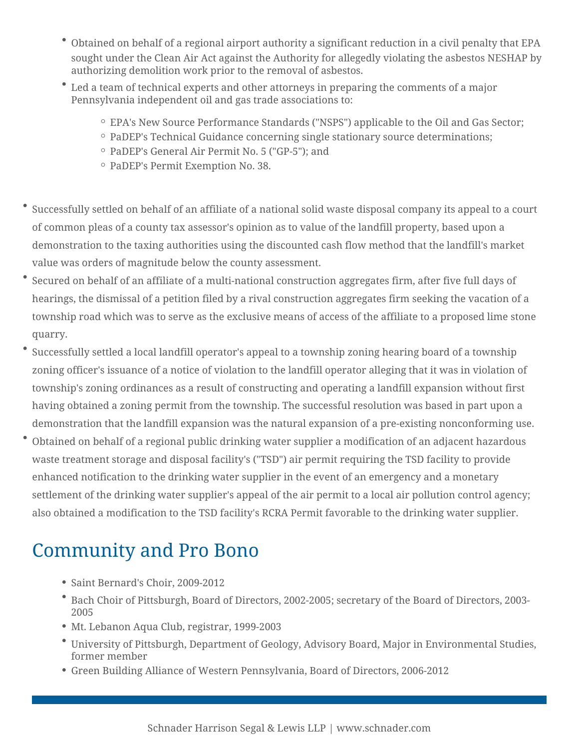- Obtained on behalf of a regional airport authority a significant reduction in a civil penalty that EPA sought under the Clean Air Act against the Authority for allegedly violating the asbestos NESHAP by authorizing demolition work prior to the removal of asbestos.
- Led a team of technical experts and other attorneys in preparing the comments of a major Pennsylvania independent oil and gas trade associations to:
    - EPA's New Source Performance Standards ("NSPS") applicable to the Oil and Gas Sector;
    - PaDEP's Technical Guidance concerning single stationary source determinations;
    - PaDEP's General Air Permit No. 5 ("GP-5"); and
    - PaDEP's Permit Exemption No. 38.

- Successfully settled on behalf of an affiliate of a national solid waste disposal company its appeal to a court of common pleas of a county tax assessor's opinion as to value of the landfill property, based upon a demonstration to the taxing authorities using the discounted cash flow method that the landfill's market value was orders of magnitude below the county assessment.
- Secured on behalf of an affiliate of a multi-national construction aggregates firm, after five full days of hearings, the dismissal of a petition filed by a rival construction aggregates firm seeking the vacation of a township road which was to serve as the exclusive means of access of the affiliate to a proposed lime stone quarry.
- Successfully settled a local landfill operator's appeal to a township zoning hearing board of a township zoning officer's issuance of a notice of violation to the landfill operator alleging that it was in violation of township's zoning ordinances as a result of constructing and operating a landfill expansion without first having obtained a zoning permit from the township. The successful resolution was based in part upon a demonstration that the landfill expansion was the natural expansion of a pre-existing nonconforming use.
- Obtained on behalf of a regional public drinking water supplier a modification of an adjacent hazardous waste treatment storage and disposal facility's ("TSD") air permit requiring the TSD facility to provide enhanced notification to the drinking water supplier in the event of an emergency and a monetary settlement of the drinking water supplier's appeal of the air permit to a local air pollution control agency; also obtained a modification to the TSD facility's RCRA Permit favorable to the drinking water supplier.

## Community and Pro Bono

- Saint Bernard's Choir, 2009-2012
- Bach Choir of Pittsburgh, Board of Directors, 2002-2005; secretary of the Board of Directors, 2003-2005
- Mt. Lebanon Aqua Club, registrar, 1999-2003
- University of Pittsburgh, Department of Geology, Advisory Board, Major in Environmental Studies, former member
- Green Building Alliance of Western Pennsylvania, Board of Directors, 2006-2012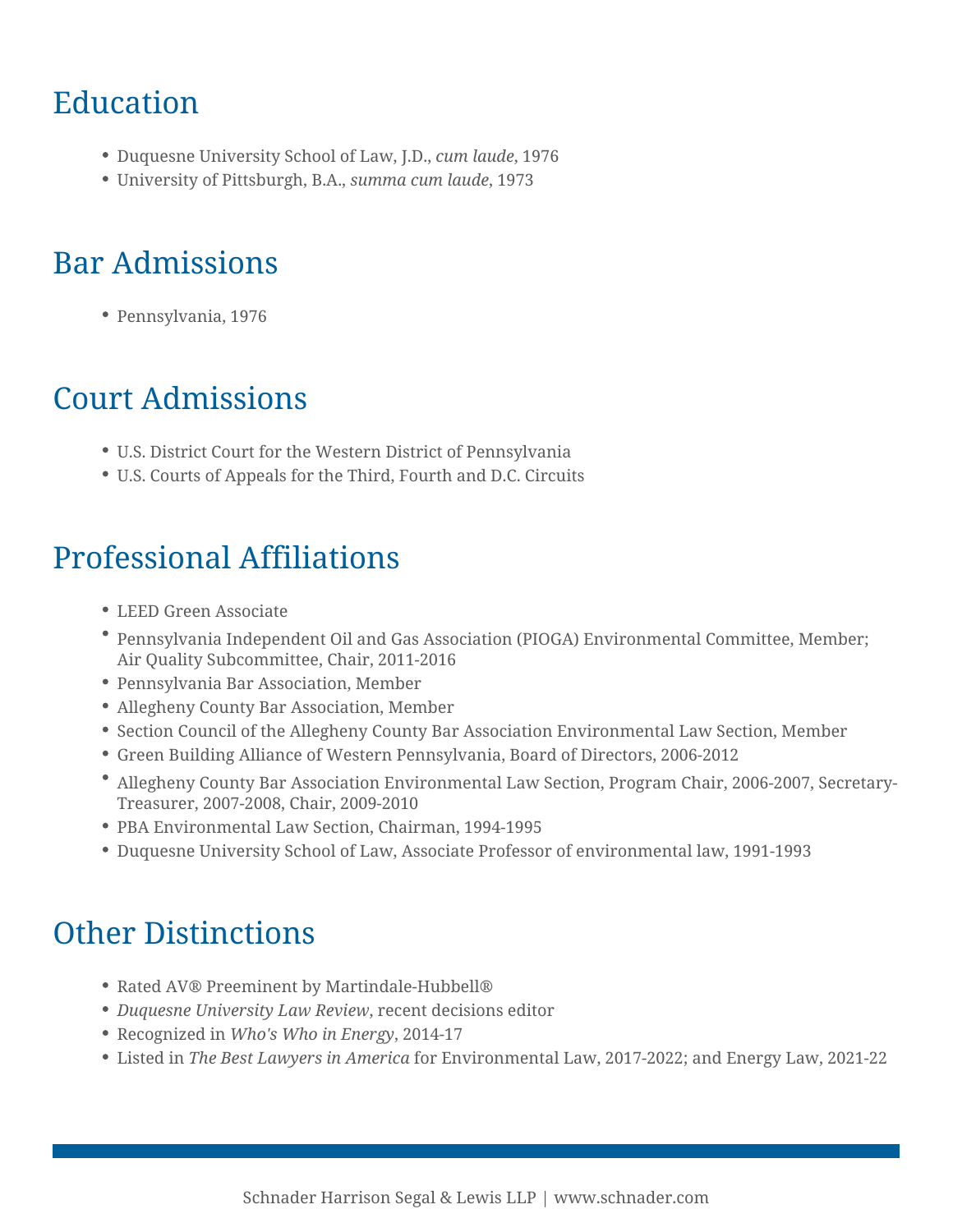## Education

- Duquesne University School of Law, J.D., *cum laude*, 1976
- University of Pittsburgh, B.A., *summa cum laude*, 1973

## Bar Admissions

- Pennsylvania, 1976

## Court Admissions

- U.S. District Court for the Western District of Pennsylvania
- U.S. Courts of Appeals for the Third, Fourth and D.C. Circuits

## Professional Affiliations

- LEED Green Associate
- Pennsylvania Independent Oil and Gas Association (PIOGA) Environmental Committee, Member; Air Quality Subcommittee, Chair, 2011-2016
- Pennsylvania Bar Association, Member
- Allegheny County Bar Association, Member
- Section Council of the Allegheny County Bar Association Environmental Law Section, Member
- Green Building Alliance of Western Pennsylvania, Board of Directors, 2006-2012
- Allegheny County Bar Association Environmental Law Section, Program Chair, 2006-2007, Secretary-Treasurer, 2007-2008, Chair, 2009-2010
- PBA Environmental Law Section, Chairman, 1994-1995
- Duquesne University School of Law, Associate Professor of environmental law, 1991-1993

## Other Distinctions

- Rated AV® Preeminent by Martindale-Hubbell®
- *Duquesne University Law Review*, recent decisions editor
- Recognized in *Who's Who in Energy*, 2014-17
- Listed in *The Best Lawyers in America* for Environmental Law, 2017-2022; and Energy Law, 2021-22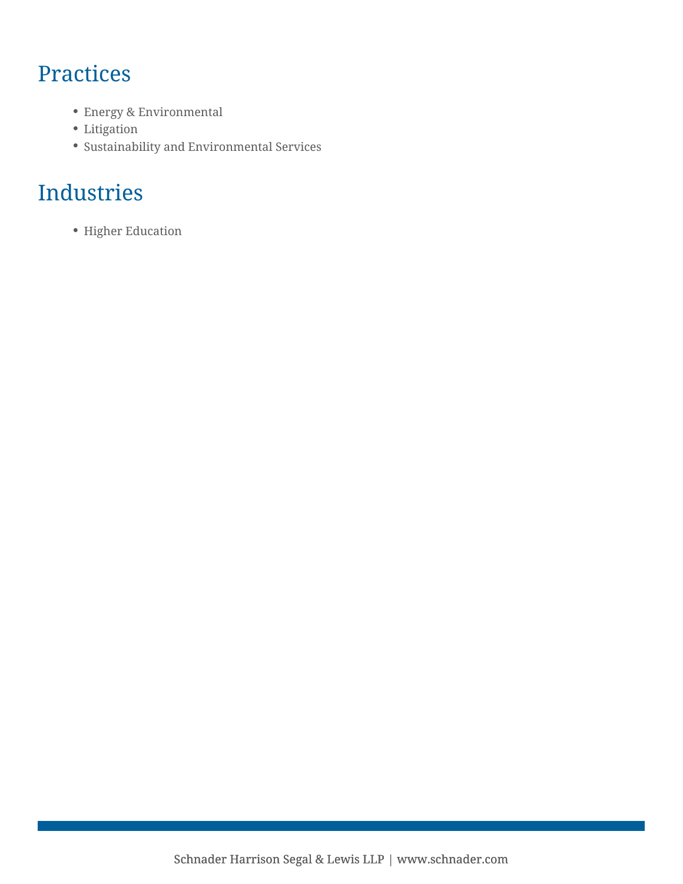# Practices

- Energy & Environmental
- Litigation
- Sustainability and Environmental Services

# Industries

- Higher Education